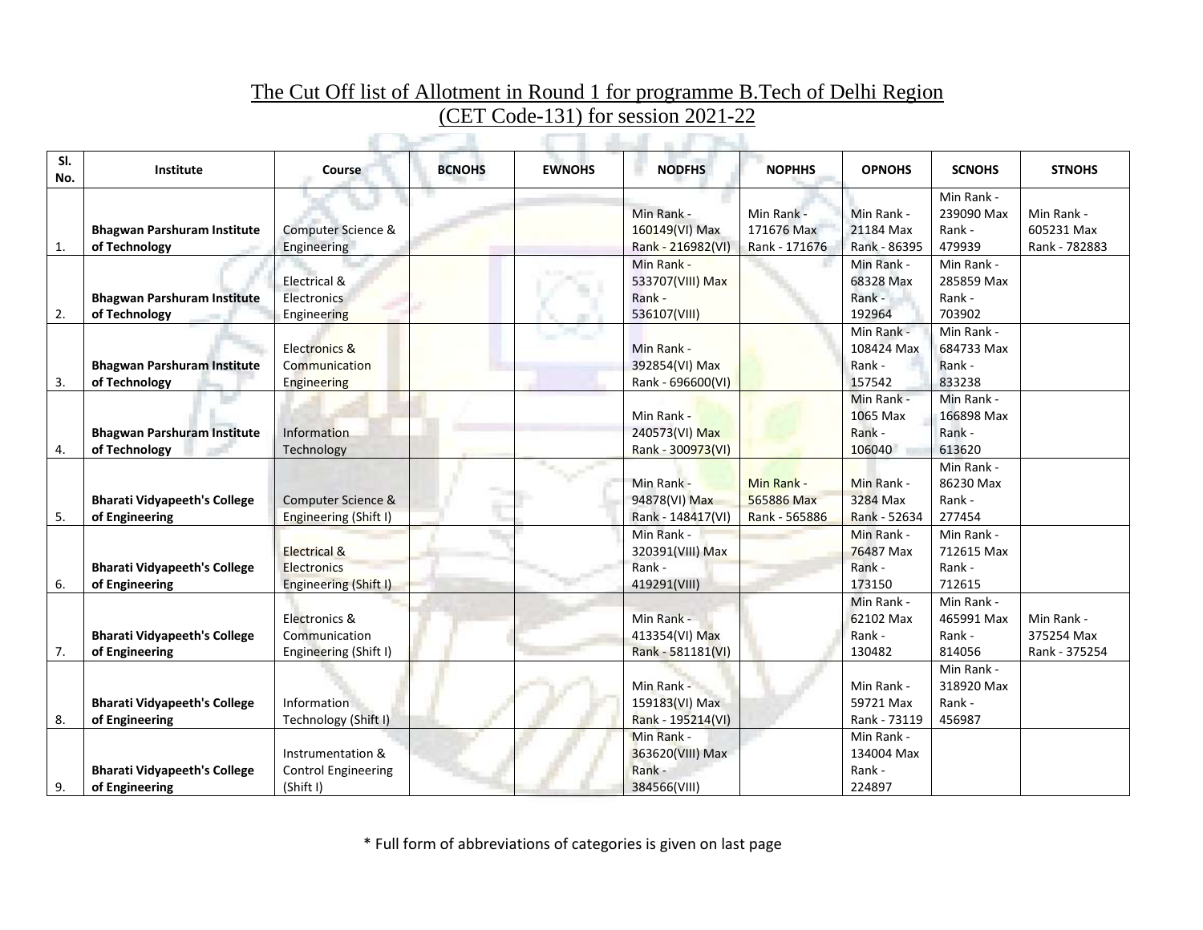# The Cut Off list of Allotment in Round 1 for programme B.Tech of Delhi Region (CET Code-131) for session 2021-22

| Sl. No. | Institute | Course | BCNOHS | EWNOHS | NODFHS | NOPHHS | OPNOHS | SCNOHS | STNOHS |
|---|---|---|---|---|---|---|---|---|---|
| 1. | **Bhagwan Parshuram Institute of Technology** | Computer Science & Engineering | | | Min Rank - 160149(VI) Max Rank - 216982(VI) | Min Rank - 171676 Max Rank - 171676 | Min Rank - 21184 Max Rank - 86395 | Min Rank - 239090 Max Rank - 479939 | Min Rank - 605231 Max Rank - 782883 |
| 2. | **Bhagwan Parshuram Institute of Technology** | Electrical & Electronics Engineering | | | Min Rank - 533707(VIII) Max Rank - 536107(VIII) | | Min Rank - 68328 Max Rank - 192964 | Min Rank - 285859 Max Rank - 703902 | |
| 3. | **Bhagwan Parshuram Institute of Technology** | Electronics & Communication Engineering | | | Min Rank - 392854(VI) Max Rank - 696600(VI) | | Min Rank - 108424 Max Rank - 157542 | Min Rank - 684733 Max Rank - 833238 | |
| 4. | **Bhagwan Parshuram Institute of Technology** | Information Technology | | | Min Rank - 240573(VI) Max Rank - 300973(VI) | | Min Rank - 1065 Max Rank - 106040 | Min Rank - 166898 Max Rank - 613620 | |
| 5. | **Bharati Vidyapeeth's College of Engineering** | Computer Science & Engineering (Shift I) | | | Min Rank - 94878(VI) Max Rank - 148417(VI) | Min Rank - 565886 Max Rank - 565886 | Min Rank - 3284 Max Rank - 52634 | Min Rank - 86230 Max Rank - 277454 | |
| 6. | **Bharati Vidyapeeth's College of Engineering** | Electrical & Electronics Engineering (Shift I) | | | Min Rank - 320391(VIII) Max Rank - 419291(VIII) | | Min Rank - 76487 Max Rank - 173150 | Min Rank - 712615 Max Rank - 712615 | |
| 7. | **Bharati Vidyapeeth's College of Engineering** | Electronics & Communication Engineering (Shift I) | | | Min Rank - 413354(VI) Max Rank - 581181(VI) | | Min Rank - 62102 Max Rank - 130482 | Min Rank - 465991 Max Rank - 814056 | Min Rank - 375254 Max Rank - 375254 |
| 8. | **Bharati Vidyapeeth's College of Engineering** | Information Technology (Shift I) | | | Min Rank - 159183(VI) Max Rank - 195214(VI) | | Min Rank - 59721 Max Rank - 73119 | Min Rank - 318920 Max Rank - 456987 | |
| 9. | **Bharati Vidyapeeth's College of Engineering** | Instrumentation & Control Engineering (Shift I) | | | Min Rank - 363620(VIII) Max Rank - 384566(VIII) | | Min Rank - 134004 Max Rank - 224897 | | |

\* Full form of abbreviations of categories is given on last page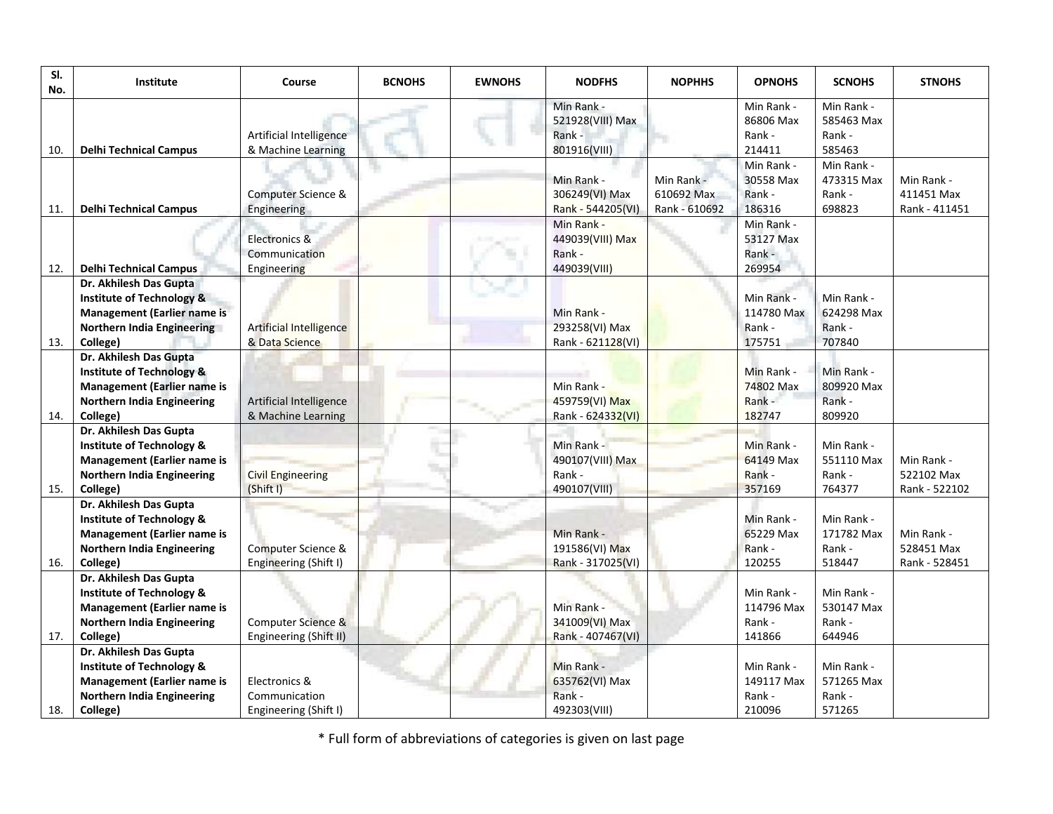| Sl. No. | Institute | Course | BCNOHS | EWNOHS | NODFHS | NOPHHS | OPNOHS | SCNOHS | STNOHS |
|---|---|---|---|---|---|---|---|---|---|
| 10. | **Delhi Technical Campus** | Artificial Intelligence & Machine Learning | | | Min Rank - 521928(VIII) Max Rank - 801916(VIII) | | Min Rank - 86806 Max Rank - 214411 | Min Rank - 585463 Max Rank - 585463 | |
| 11. | **Delhi Technical Campus** | Computer Science & Engineering | | | Min Rank - 306249(VI) Max Rank - 544205(VI) | Min Rank - 610692 Max Rank - 610692 | Min Rank - 30558 Max Rank - 186316 | Min Rank - 473315 Max Rank - 698823 | Min Rank - 411451 Max Rank - 411451 |
| 12. | **Delhi Technical Campus** | Electronics & Communication Engineering | | | Min Rank - 449039(VIII) Max Rank - 449039(VIII) | | Min Rank - 53127 Max Rank - 269954 | | |
| 13. | **Dr. Akhilesh Das Gupta Institute of Technology & Management (Earlier name is Northern India Engineering College)** | Artificial Intelligence & Data Science | | | Min Rank - 293258(VI) Max Rank - 621128(VI) | | Min Rank - 114780 Max Rank - 175751 | Min Rank - 624298 Max Rank - 707840 | |
| 14. | **Dr. Akhilesh Das Gupta Institute of Technology & Management (Earlier name is Northern India Engineering College)** | Artificial Intelligence & Machine Learning | | | Min Rank - 459759(VI) Max Rank - 624332(VI) | | Min Rank - 74802 Max Rank - 182747 | Min Rank - 809920 Max Rank - 809920 | |
| 15. | **Dr. Akhilesh Das Gupta Institute of Technology & Management (Earlier name is Northern India Engineering College)** | Civil Engineering (Shift I) | | | Min Rank - 490107(VIII) Max Rank - 490107(VIII) | | Min Rank - 64149 Max Rank - 357169 | Min Rank - 551110 Max Rank - 764377 | Min Rank - 522102 Max Rank - 522102 |
| 16. | **Dr. Akhilesh Das Gupta Institute of Technology & Management (Earlier name is Northern India Engineering College)** | Computer Science & Engineering (Shift I) | | | Min Rank - 191586(VI) Max Rank - 317025(VI) | | Min Rank - 65229 Max Rank - 120255 | Min Rank - 171782 Max Rank - 518447 | Min Rank - 528451 Max Rank - 528451 |
| 17. | **Dr. Akhilesh Das Gupta Institute of Technology & Management (Earlier name is Northern India Engineering College)** | Computer Science & Engineering (Shift II) | | | Min Rank - 341009(VI) Max Rank - 407467(VI) | | Min Rank - 114796 Max Rank - 141866 | Min Rank - 530147 Max Rank - 644946 | |
| 18. | **Dr. Akhilesh Das Gupta Institute of Technology & Management (Earlier name is Northern India Engineering College)** | Electronics & Communication Engineering (Shift I) | | | Min Rank - 635762(VI) Max Rank - 492303(VIII) | | Min Rank - 149117 Max Rank - 210096 | Min Rank - 571265 Max Rank - 571265 | |

* Full form of abbreviations of categories is given on last page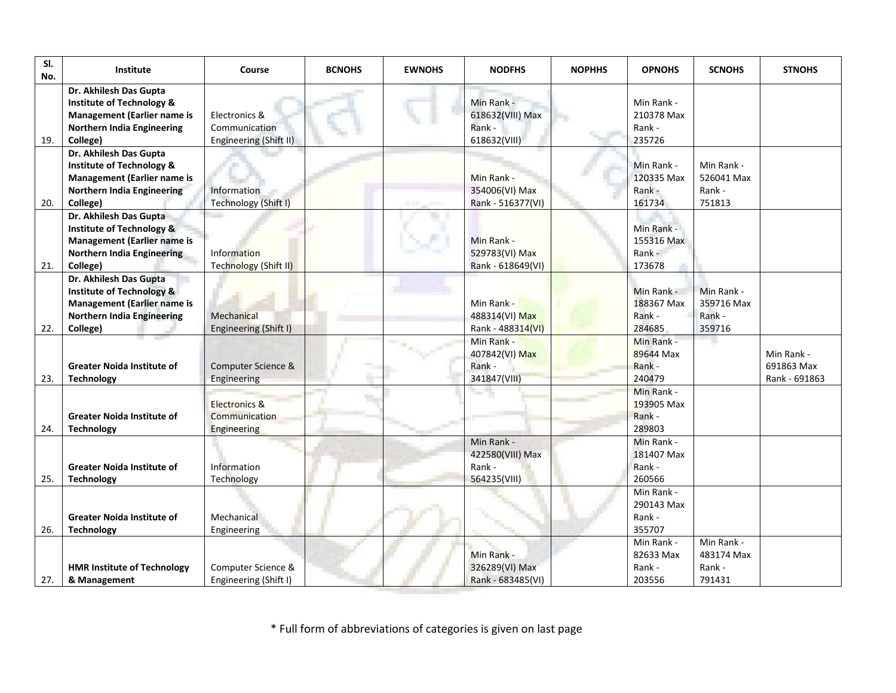| Sl. No. | Institute | Course | BCNOHS | EWNOHS | NODFHS | NOPHHS | OPNOHS | SCNOHS | STNOHS |
|---|---|---|---|---|---|---|---|---|---|
| 19. | **Dr. Akhilesh Das Gupta Institute of Technology & Management (Earlier name is Northern India Engineering College)** | Electronics & Communication Engineering (Shift II) | | | Min Rank - 618632(VIII) Max Rank - 618632(VIII) | | Min Rank - 210378 Max Rank - 235726 | | |
| 20. | **Dr. Akhilesh Das Gupta Institute of Technology & Management (Earlier name is Northern India Engineering College)** | Information Technology (Shift I) | | | Min Rank - 354006(VI) Max Rank - 516377(VI) | | Min Rank - 120335 Max Rank - 161734 | Min Rank - 526041 Max Rank - 751813 | |
| 21. | **Dr. Akhilesh Das Gupta Institute of Technology & Management (Earlier name is Northern India Engineering College)** | Information Technology (Shift II) | | | Min Rank - 529783(VI) Max Rank - 618649(VI) | | Min Rank - 155316 Max Rank - 173678 | | |
| 22. | **Dr. Akhilesh Das Gupta Institute of Technology & Management (Earlier name is Northern India Engineering College)** | Mechanical Engineering (Shift I) | | | Min Rank - 488314(VI) Max Rank - 488314(VI) | | Min Rank - 188367 Max Rank - 284685 | Min Rank - 359716 Max Rank - 359716 | |
| 23. | **Greater Noida Institute of Technology** | Computer Science & Engineering | | | Min Rank - 407842(VI) Max Rank - 341847(VIII) | | Min Rank - 89644 Max Rank - 240479 | | Min Rank - 691863 Max Rank - 691863 |
| 24. | **Greater Noida Institute of Technology** | Electronics & Communication Engineering | | | | | Min Rank - 193905 Max Rank - 289803 | | |
| 25. | **Greater Noida Institute of Technology** | Information Technology | | | Min Rank - 422580(VIII) Max Rank - 564235(VIII) | | Min Rank - 181407 Max Rank - 260566 | | |
| 26. | **Greater Noida Institute of Technology** | Mechanical Engineering | | | | | Min Rank - 290143 Max Rank - 355707 | | |
| 27. | **HMR Institute of Technology & Management** | Computer Science & Engineering (Shift I) | | | Min Rank - 326289(VI) Max Rank - 683485(VI) | | Min Rank - 82633 Max Rank - 203556 | Min Rank - 483174 Max Rank - 791431 | |

* Full form of abbreviations of categories is given on last page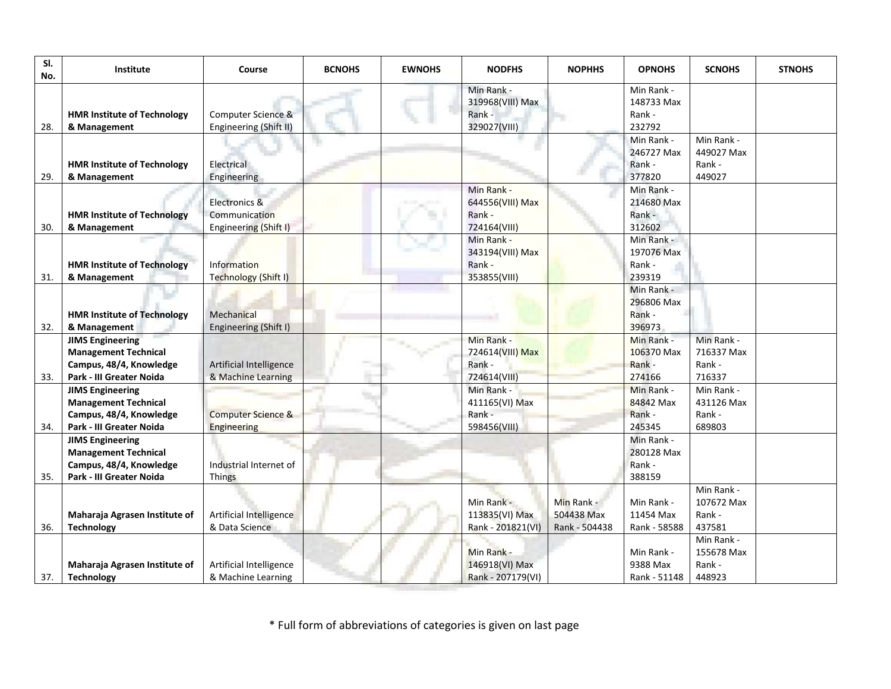| Sl. No. | Institute | Course | BCNOHS | EWNOHS | NODFHS | NOPHHS | OPNOHS | SCNOHS | STNOHS |
|---|---|---|---|---|---|---|---|---|---|
| 28. | **HMR Institute of Technology & Management** | Computer Science & Engineering (Shift II) | | | Min Rank - 319968(VIII) Max Rank - 329027(VIII) | | Min Rank - 148733 Max Rank - 232792 | | |
| 29. | **HMR Institute of Technology & Management** | Electrical Engineering | | | | | Min Rank - 246727 Max Rank - 377820 | Min Rank - 449027 Max Rank - 449027 | |
| 30. | **HMR Institute of Technology & Management** | Electronics & Communication Engineering (Shift I) | | | Min Rank - 644556(VIII) Max Rank - 724164(VIII) | | Min Rank - 214680 Max Rank - 312602 | | |
| 31. | **HMR Institute of Technology & Management** | Information Technology (Shift I) | | | Min Rank - 343194(VIII) Max Rank - 353855(VIII) | | Min Rank - 197076 Max Rank - 239319 | | |
| 32. | **HMR Institute of Technology & Management** | Mechanical Engineering (Shift I) | | | | | Min Rank - 296806 Max Rank - 396973 | | |
| 33. | **JIMS Engineering Management Technical Campus, 48/4, Knowledge Park - III Greater Noida** | Artificial Intelligence & Machine Learning | | | Min Rank - 724614(VIII) Max Rank - 724614(VIII) | | Min Rank - 106370 Max Rank - 274166 | Min Rank - 716337 Max Rank - 716337 | |
| 34. | **JIMS Engineering Management Technical Campus, 48/4, Knowledge Park - III Greater Noida** | Computer Science & Engineering | | | Min Rank - 411165(VI) Max Rank - 598456(VIII) | | Min Rank - 84842 Max Rank - 245345 | Min Rank - 431126 Max Rank - 689803 | |
| 35. | **JIMS Engineering Management Technical Campus, 48/4, Knowledge Park - III Greater Noida** | Industrial Internet of Things | | | | | Min Rank - 280128 Max Rank - 388159 | | |
| 36. | **Maharaja Agrasen Institute of Technology** | Artificial Intelligence & Data Science | | | Min Rank - 113835(VI) Max Rank - 201821(VI) | Min Rank - 504438 Max Rank - 504438 | Min Rank - 11454 Max Rank - 58588 | Min Rank - 107672 Max Rank - 437581 | |
| 37. | **Maharaja Agrasen Institute of Technology** | Artificial Intelligence & Machine Learning | | | Min Rank - 146918(VI) Max Rank - 207179(VI) | | Min Rank - 9388 Max Rank - 51148 | Min Rank - 155678 Max Rank - 448923 | |

* Full form of abbreviations of categories is given on last page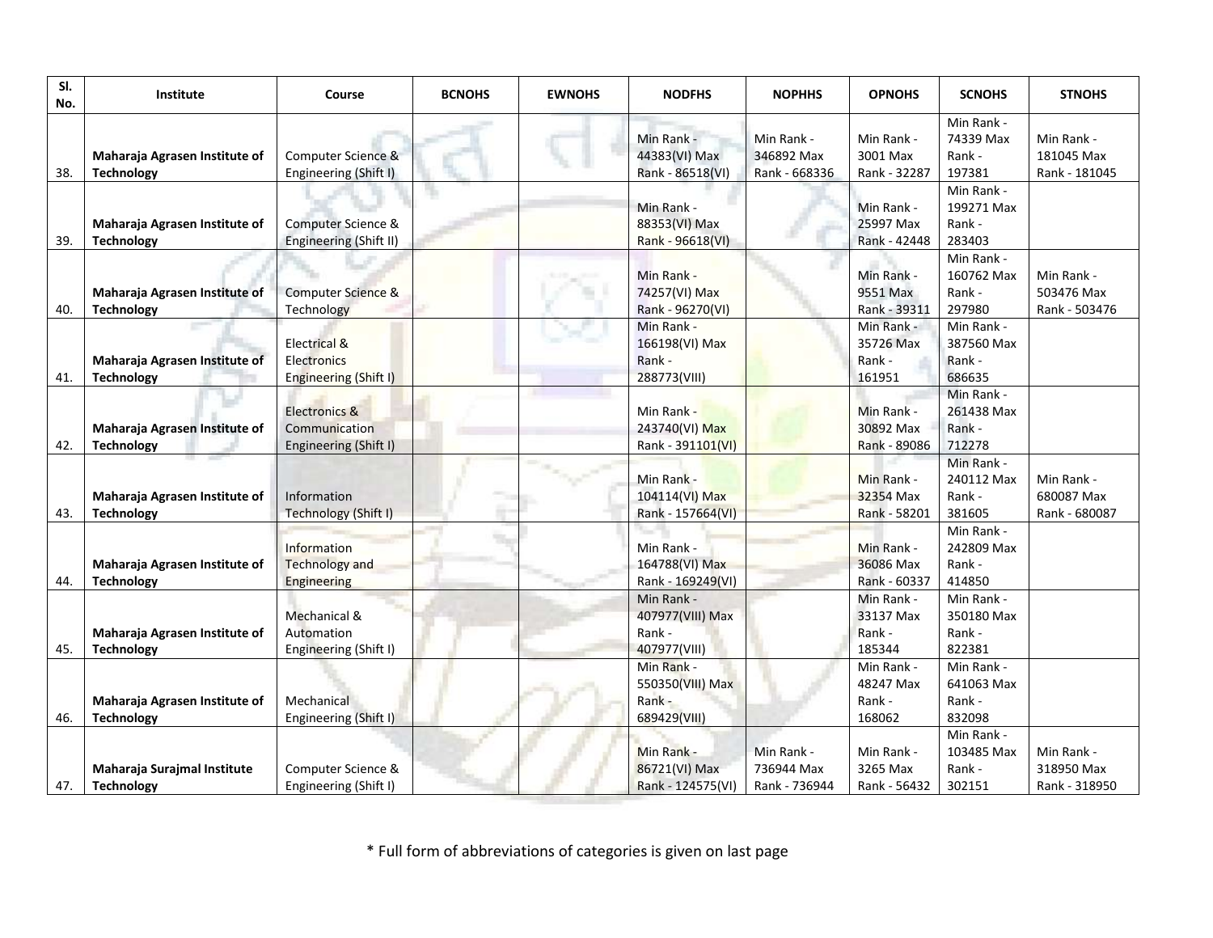| Sl. No. | Institute | Course | BCNOHS | EWNOHS | NODFHS | NOPHHS | OPNOHS | SCNOHS | STNOHS |
|---|---|---|---|---|---|---|---|---|---|
| 38. | **Maharaja Agrasen Institute of Technology** | Computer Science & Engineering (Shift I) | | | Min Rank - 44383(VI) Max Rank - 86518(VI) | Min Rank - 346892 Max Rank - 668336 | Min Rank - 3001 Max Rank - 32287 | Min Rank - 74339 Max Rank - 197381 | Min Rank - 181045 Max Rank - 181045 |
| 39. | **Maharaja Agrasen Institute of Technology** | Computer Science & Engineering (Shift II) | | | Min Rank - 88353(VI) Max Rank - 96618(VI) | | Min Rank - 25997 Max Rank - 42448 | Min Rank - 199271 Max Rank - 283403 | |
| 40. | **Maharaja Agrasen Institute of Technology** | Computer Science & Technology | | | Min Rank - 74257(VI) Max Rank - 96270(VI) | | Min Rank - 9551 Max Rank - 39311 | Min Rank - 160762 Max Rank - 297980 | Min Rank - 503476 Max Rank - 503476 |
| 41. | **Maharaja Agrasen Institute of Technology** | Electrical & Electronics Engineering (Shift I) | | | Min Rank - 166198(VI) Max Rank - 288773(VIII) | | Min Rank - 35726 Max Rank - 161951 | Min Rank - 387560 Max Rank - 686635 | |
| 42. | **Maharaja Agrasen Institute of Technology** | Electronics & Communication Engineering (Shift I) | | | Min Rank - 243740(VI) Max Rank - 391101(VI) | | Min Rank - 30892 Max Rank - 89086 | Min Rank - 261438 Max Rank - 712278 | |
| 43. | **Maharaja Agrasen Institute of Technology** | Information Technology (Shift I) | | | Min Rank - 104114(VI) Max Rank - 157664(VI) | | Min Rank - 32354 Max Rank - 58201 | Min Rank - 240112 Max Rank - 381605 | Min Rank - 680087 Max Rank - 680087 |
| 44. | **Maharaja Agrasen Institute of Technology** | Information Technology and Engineering | | | Min Rank - 164788(VI) Max Rank - 169249(VI) | | Min Rank - 36086 Max Rank - 60337 | Min Rank - 242809 Max Rank - 414850 | |
| 45. | **Maharaja Agrasen Institute of Technology** | Mechanical & Automation Engineering (Shift I) | | | Min Rank - 407977(VIII) Max Rank - 407977(VIII) | | Min Rank - 33137 Max Rank - 185344 | Min Rank - 350180 Max Rank - 822381 | |
| 46. | **Maharaja Agrasen Institute of Technology** | Mechanical Engineering (Shift I) | | | Min Rank - 550350(VIII) Max Rank - 689429(VIII) | | Min Rank - 48247 Max Rank - 168062 | Min Rank - 641063 Max Rank - 832098 | |
| 47. | **Maharaja Surajmal Institute Technology** | Computer Science & Engineering (Shift I) | | | Min Rank - 86721(VI) Max Rank - 124575(VI) | Min Rank - 736944 Max Rank - 736944 | Min Rank - 3265 Max Rank - 56432 | Min Rank - 103485 Max Rank - 302151 | Min Rank - 318950 Max Rank - 318950 |

* Full form of abbreviations of categories is given on last page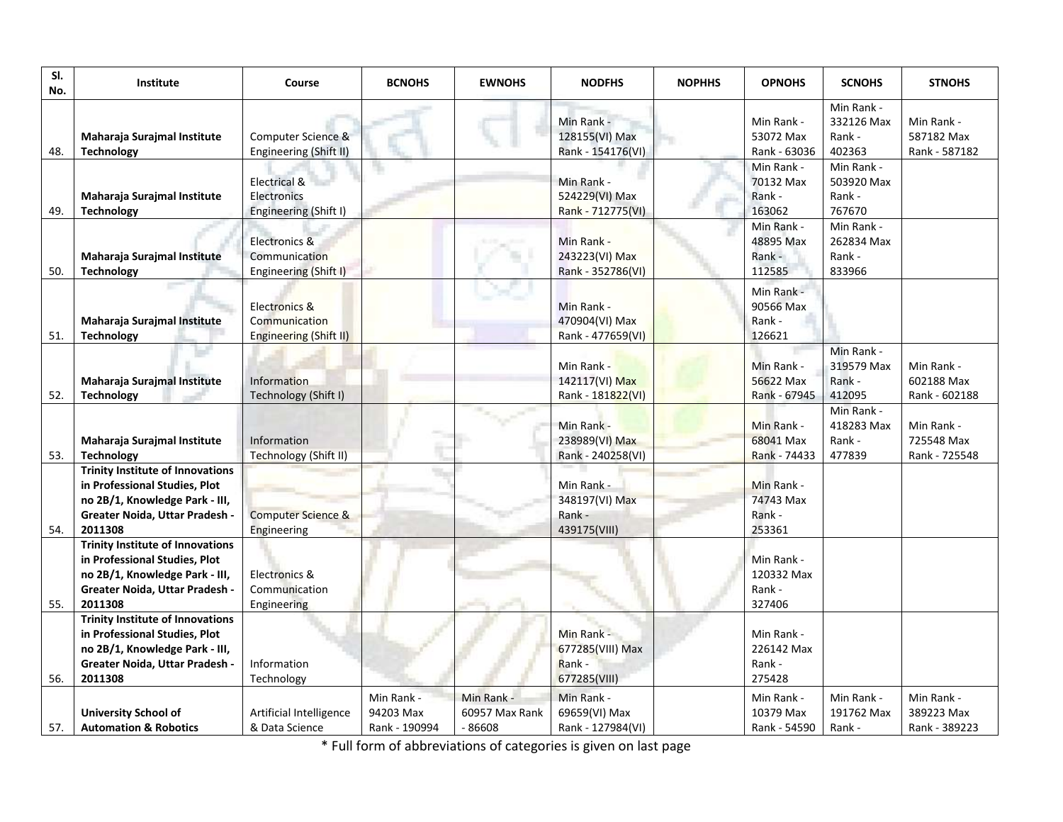| Sl. No. | Institute | Course | BCNOHS | EWNOHS | NODFHS | NOPHHS | OPNOHS | SCNOHS | STNOHS |
|---|---|---|---|---|---|---|---|---|---|
| 48. | **Maharaja Surajmal Institute Technology** | Computer Science & Engineering (Shift II) | | | Min Rank - 128155(VI) Max Rank - 154176(VI) | | Min Rank - 53072 Max Rank - 63036 | Min Rank - 332126 Max Rank - 402363 | Min Rank - 587182 Max Rank - 587182 |
| 49. | **Maharaja Surajmal Institute Technology** | Electrical & Electronics Engineering (Shift I) | | | Min Rank - 524229(VI) Max Rank - 712775(VI) | | Min Rank - 70132 Max Rank - 163062 | Min Rank - 503920 Max Rank - 767670 | |
| 50. | **Maharaja Surajmal Institute Technology** | Electronics & Communication Engineering (Shift I) | | | Min Rank - 243223(VI) Max Rank - 352786(VI) | | Min Rank - 48895 Max Rank - 112585 | Min Rank - 262834 Max Rank - 833966 | |
| 51. | **Maharaja Surajmal Institute Technology** | Electronics & Communication Engineering (Shift II) | | | Min Rank - 470904(VI) Max Rank - 477659(VI) | | Min Rank - 90566 Max Rank - 126621 | | |
| 52. | **Maharaja Surajmal Institute Technology** | Information Technology (Shift I) | | | Min Rank - 142117(VI) Max Rank - 181822(VI) | | Min Rank - 56622 Max Rank - 67945 | Min Rank - 319579 Max Rank - 412095 | Min Rank - 602188 Max Rank - 602188 |
| 53. | **Maharaja Surajmal Institute Technology** | Information Technology (Shift II) | | | Min Rank - 238989(VI) Max Rank - 240258(VI) | | Min Rank - 68041 Max Rank - 74433 | Min Rank - 418283 Max Rank - 477839 | Min Rank - 725548 Max Rank - 725548 |
| 54. | **Trinity Institute of Innovations in Professional Studies, Plot no 2B/1, Knowledge Park - III, Greater Noida, Uttar Pradesh - 2011308** | Computer Science & Engineering | | | Min Rank - 348197(VI) Max Rank - 439175(VIII) | | Min Rank - 74743 Max Rank - 253361 | | |
| 55. | **Trinity Institute of Innovations in Professional Studies, Plot no 2B/1, Knowledge Park - III, Greater Noida, Uttar Pradesh - 2011308** | Electronics & Communication Engineering | | | | | Min Rank - 120332 Max Rank - 327406 | | |
| 56. | **Trinity Institute of Innovations in Professional Studies, Plot no 2B/1, Knowledge Park - III, Greater Noida, Uttar Pradesh - 2011308** | Information Technology | | | Min Rank - 677285(VIII) Max Rank - 677285(VIII) | | Min Rank - 226142 Max Rank - 275428 | | |
| 57. | **University School of Automation & Robotics** | Artificial Intelligence & Data Science | Min Rank - 94203 Max Rank - 190994 | Min Rank - 60957 Max Rank - 86608 | Min Rank - 69659(VI) Max Rank - 127984(VI) | | Min Rank - 10379 Max Rank - 54590 | Min Rank - 191762 Max Rank - | Min Rank - 389223 Max Rank - 389223 |

\* Full form of abbreviations of categories is given on last page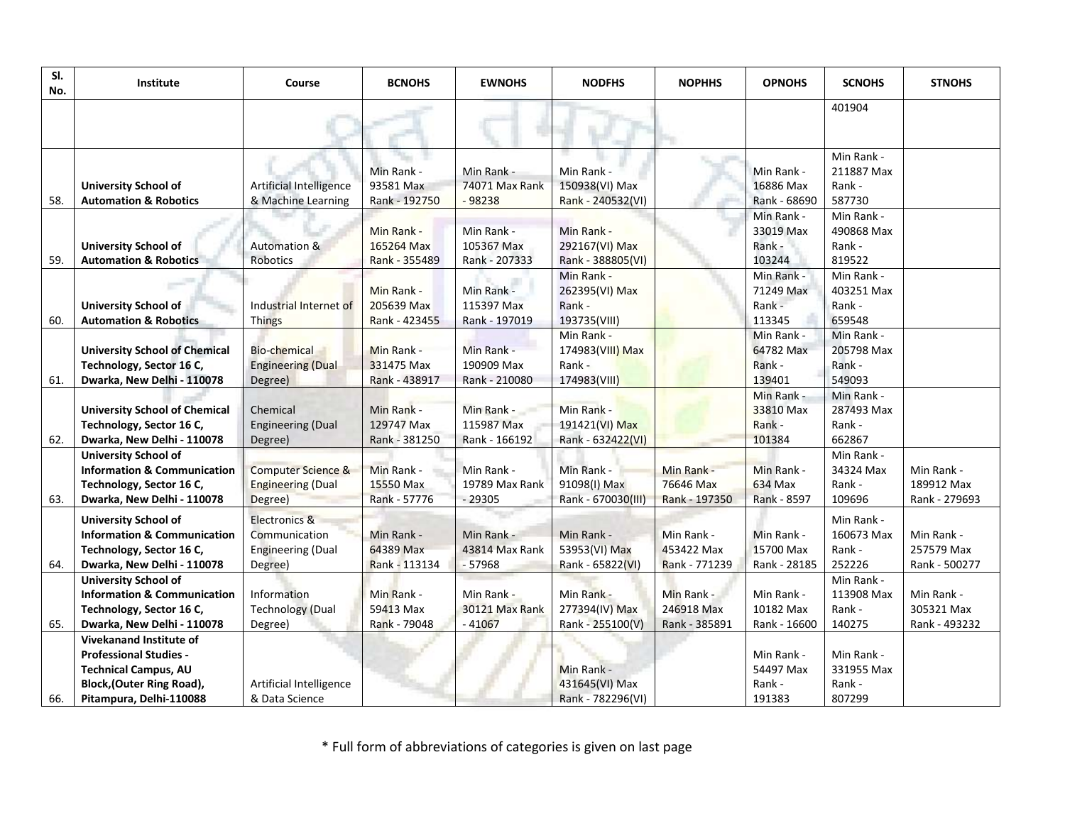| Sl. No. | Institute | Course | BCNOHS | EWNOHS | NODFHS | NOPHHS | OPNOHS | SCNOHS | STNOHS |
|---|---|---|---|---|---|---|---|---|---|
| | | | | | | | | 401904 | |
| 58. | **University School of Automation & Robotics** | Artificial Intelligence & Machine Learning | Min Rank - 93581 Max Rank - 192750 | Min Rank - 74071 Max Rank - 98238 | Min Rank - 150938(VI) Max Rank - 240532(VI) | | Min Rank - 16886 Max Rank - 68690 | Min Rank - 211887 Max Rank - 587730 | |
| 59. | **University School of Automation & Robotics** | Automation & Robotics | Min Rank - 165264 Max Rank - 355489 | Min Rank - 105367 Max Rank - 207333 | Min Rank - 292167(VI) Max Rank - 388805(VI) | | Min Rank - 33019 Max Rank - 103244 | Min Rank - 490868 Max Rank - 819522 | |
| 60. | **University School of Automation & Robotics** | Industrial Internet of Things | Min Rank - 205639 Max Rank - 423455 | Min Rank - 115397 Max Rank - 197019 | Min Rank - 262395(VI) Max Rank - 193735(VIII) | | Min Rank - 71249 Max Rank - 113345 | Min Rank - 403251 Max Rank - 659548 | |
| 61. | **University School of Chemical Technology, Sector 16 C, Dwarka, New Delhi - 110078** | Bio-chemical Engineering (Dual Degree) | Min Rank - 331475 Max Rank - 438917 | Min Rank - 190909 Max Rank - 210080 | Min Rank - 174983(VIII) Max Rank - 174983(VIII) | | Min Rank - 64782 Max Rank - 139401 | Min Rank - 205798 Max Rank - 549093 | |
| 62. | **University School of Chemical Technology, Sector 16 C, Dwarka, New Delhi - 110078** | Chemical Engineering (Dual Degree) | Min Rank - 129747 Max Rank - 381250 | Min Rank - 115987 Max Rank - 166192 | Min Rank - 191421(VI) Max Rank - 632422(VI) | | Min Rank - 33810 Max Rank - 101384 | Min Rank - 287493 Max Rank - 662867 | |
| 63. | **University School of Information & Communication Technology, Sector 16 C, Dwarka, New Delhi - 110078** | Computer Science & Engineering (Dual Degree) | Min Rank - 15550 Max Rank - 57776 | Min Rank - 19789 Max Rank - 29305 | Min Rank - 91098(I) Max Rank - 670030(III) | Min Rank - 76646 Max Rank - 197350 | Min Rank - 634 Max Rank - 8597 | Min Rank - 34324 Max Rank - 109696 | Min Rank - 189912 Max Rank - 279693 |
| 64. | **University School of Information & Communication Technology, Sector 16 C, Dwarka, New Delhi - 110078** | Electronics & Communication Engineering (Dual Degree) | Min Rank - 64389 Max Rank - 113134 | Min Rank - 43814 Max Rank - 57968 | Min Rank - 53953(VI) Max Rank - 65822(VI) | Min Rank - 453422 Max Rank - 771239 | Min Rank - 15700 Max Rank - 28185 | Min Rank - 160673 Max Rank - 252226 | Min Rank - 257579 Max Rank - 500277 |
| 65. | **University School of Information & Communication Technology, Sector 16 C, Dwarka, New Delhi - 110078** | Information Technology (Dual Degree) | Min Rank - 59413 Max Rank - 79048 | Min Rank - 30121 Max Rank - 41067 | Min Rank - 277394(IV) Max Rank - 255100(V) | Min Rank - 246918 Max Rank - 385891 | Min Rank - 10182 Max Rank - 16600 | Min Rank - 113908 Max Rank - 140275 | Min Rank - 305321 Max Rank - 493232 |
| 66. | **Vivekanand Institute of Professional Studies - Technical Campus, AU Block,(Outer Ring Road), Pitampura, Delhi-110088** | Artificial Intelligence & Data Science | | | Min Rank - 431645(VI) Max Rank - 782296(VI) | | Min Rank - 54497 Max Rank - 191383 | Min Rank - 331955 Max Rank - 807299 | |

\* Full form of abbreviations of categories is given on last page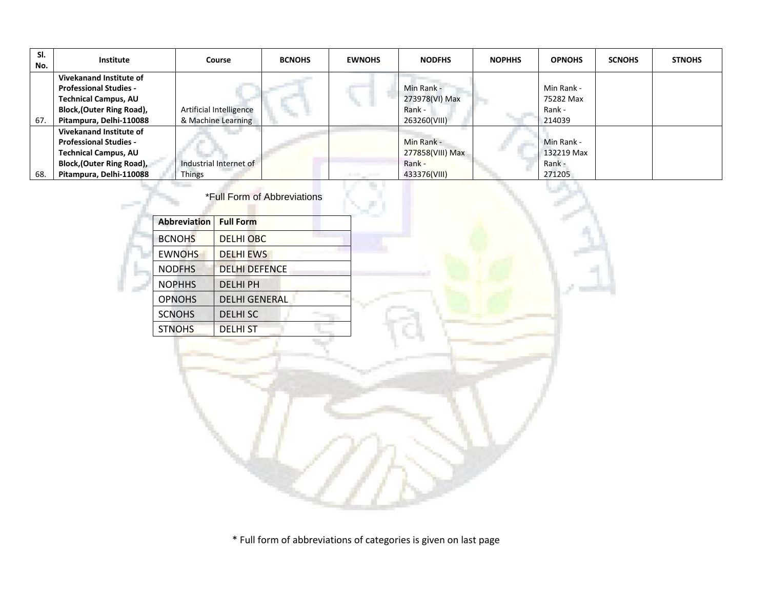| Sl. No. | Institute | Course | BCNOHS | EWNOHS | NODFHS | NOPHHS | OPNOHS | SCNOHS | STNOHS |
|---|---|---|---|---|---|---|---|---|---|
| 67. | **Vivekanand Institute of Professional Studies - Technical Campus, AU Block,(Outer Ring Road), Pitampura, Delhi-110088** | Artificial Intelligence & Machine Learning | | | Min Rank - 273978(VI) Max Rank - 263260(VIII) | | Min Rank - 75282 Max Rank - 214039 | | |
| 68. | **Vivekanand Institute of Professional Studies - Technical Campus, AU Block,(Outer Ring Road), Pitampura, Delhi-110088** | Industrial Internet of Things | | | Min Rank - 277858(VIII) Max Rank - 433376(VIII) | | Min Rank - 132219 Max Rank - 271205 | | |

*Full Form of Abbreviations

| Abbreviation | Full Form |
|---|---|
| BCNOHS | DELHI OBC |
| EWNOHS | DELHI EWS |
| NODFHS | DELHI DEFENCE |
| NOPHHS | DELHI PH |
| OPNOHS | DELHI GENERAL |
| SCNOHS | DELHI SC |
| STNOHS | DELHI ST |

* Full form of abbreviations of categories is given on last page